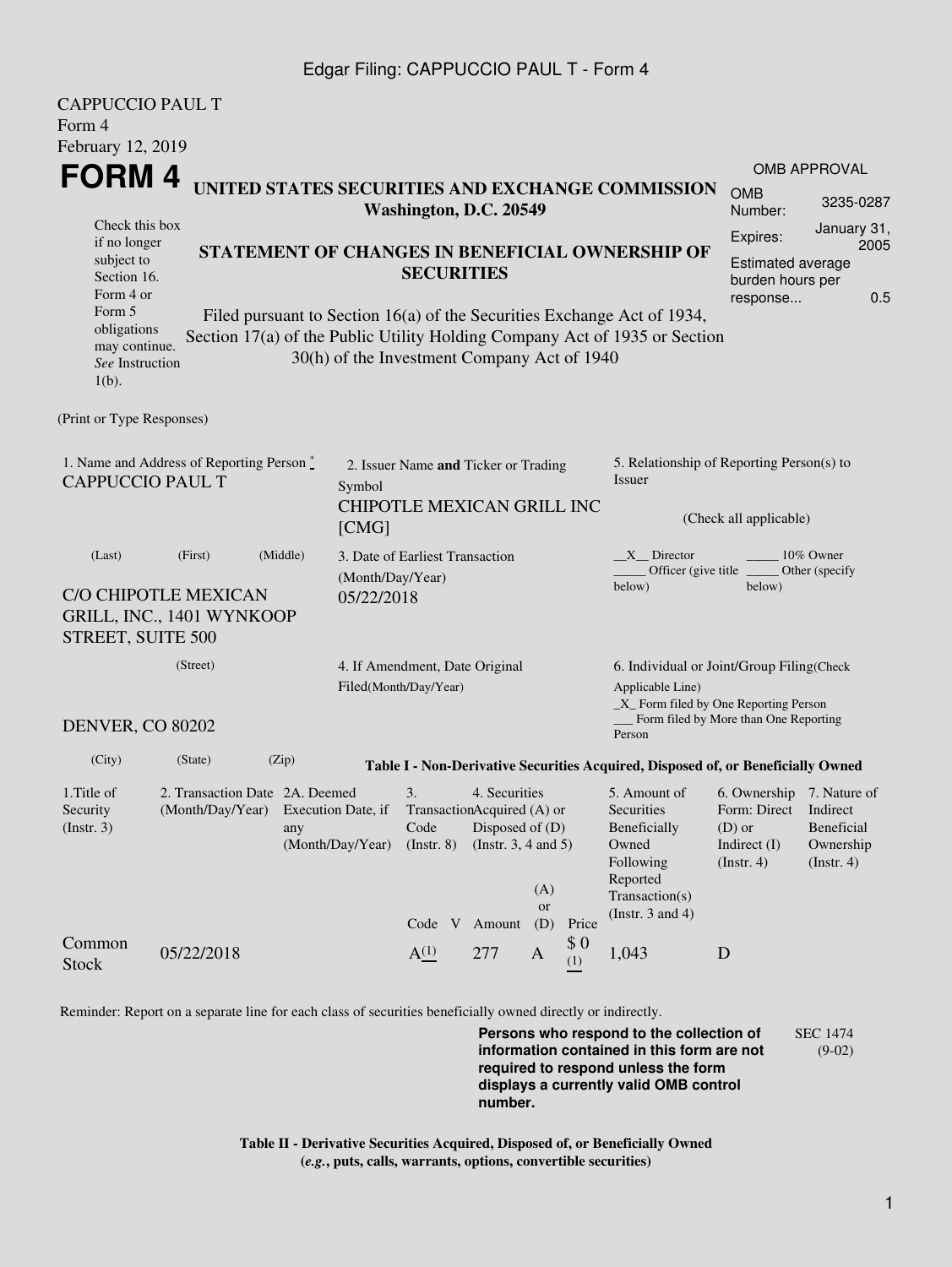CAPPUCCIO PAUL T
Form 4
February 12, 2019

# FORM 4

## UNITED STATES SECURITIES AND EXCHANGE COMMISSION
**Washington, D.C. 20549**

OMB APPROVAL

| | |
|---|---|
| OMB Number: | 3235-0287 |
| Expires: | January 31, 2005 |
| Estimated average burden hours per response... | 0.5 |

Check this box if no longer subject to Section 16. Form 4 or Form 5 obligations may continue. *See* Instruction 1(b).

## STATEMENT OF CHANGES IN BENEFICIAL OWNERSHIP OF SECURITIES

Filed pursuant to Section 16(a) of the Securities Exchange Act of 1934, Section 17(a) of the Public Utility Holding Company Act of 1935 or Section 30(h) of the Investment Company Act of 1940

(Print or Type Responses)

1. Name and Address of Reporting Person *
CAPPUCCIO PAUL T

(Last) (First) (Middle)

C/O CHIPOTLE MEXICAN GRILL, INC., 1401 WYNKOOP STREET, SUITE 500

(Street)

DENVER, CO 80202

(City) (State) (Zip)

2. Issuer Name **and** Ticker or Trading Symbol
CHIPOTLE MEXICAN GRILL INC [CMG]

3. Date of Earliest Transaction (Month/Day/Year)
05/22/2018

4. If Amendment, Date Original Filed(Month/Day/Year)

5. Relationship of Reporting Person(s) to Issuer

(Check all applicable)

\_X\_ Director
\_\_\_\_\_ 10% Owner
\_\_\_\_\_ Officer (give title below)
\_\_\_\_\_ Other (specify below)

6. Individual or Joint/Group Filing(Check Applicable Line)
\_X\_ Form filed by One Reporting Person
\_\_\_ Form filed by More than One Reporting Person

**Table I - Non-Derivative Securities Acquired, Disposed of, or Beneficially Owned**

| 1.Title of Security (Instr. 3) | 2. Transaction Date (Month/Day/Year) | 2A. Deemed Execution Date, if any (Month/Day/Year) | 3. Transaction Code (Instr. 8) | | 4. Securities Acquired (A) or Disposed of (D) (Instr. 3, 4 and 5) | | | 5. Amount of Securities Beneficially Owned Following Reported Transaction(s) (Instr. 3 and 4) | 6. Ownership Form: Direct (D) or Indirect (I) (Instr. 4) | 7. Nature of Indirect Beneficial Ownership (Instr. 4) |
|---|---|---|---|---|---|---|---|---|---|---|
| | | | Code | V | Amount | (A) or (D) | Price | | | |
| Common Stock | 05/22/2018 | | A (1) | | 277 | A | $ 0 (1) | 1,043 | D | |

Reminder: Report on a separate line for each class of securities beneficially owned directly or indirectly.

**Persons who respond to the collection of information contained in this form are not required to respond unless the form displays a currently valid OMB control number.**

SEC 1474 (9-02)

**Table II - Derivative Securities Acquired, Disposed of, or Beneficially Owned (*e.g.*, puts, calls, warrants, options, convertible securities)**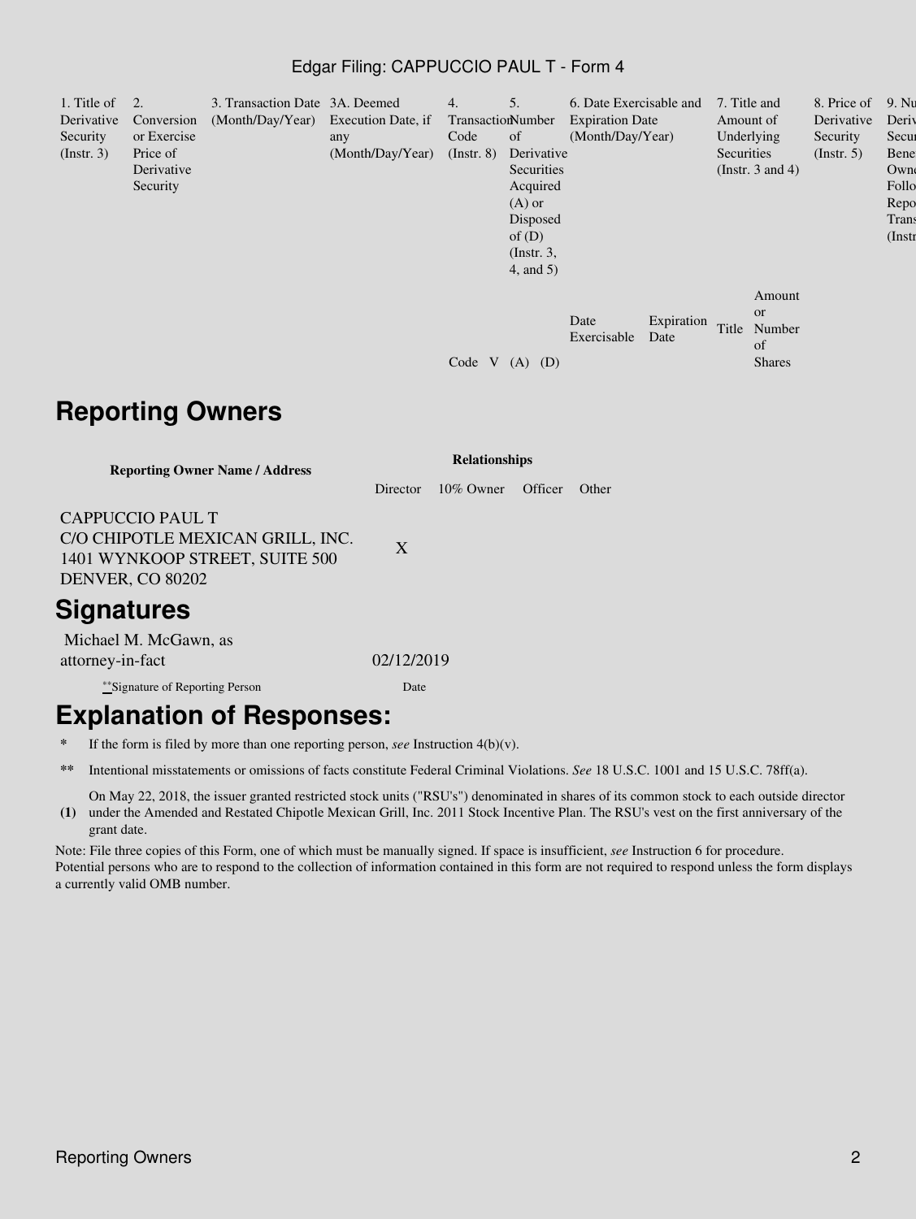| 1. Title of Derivative Security (Instr. 3) | 2. Conversion or Exercise Price of Derivative Security | 3. Transaction Date (Month/Day/Year) | 3A. Deemed Execution Date, if any (Month/Day/Year) | 4. Transaction Code (Instr. 8) | | 5. Number of Derivative Securities Acquired (A) or Disposed of (D) (Instr. 3, 4, and 5) | | 6. Date Exercisable and Expiration Date (Month/Day/Year) | | 7. Title and Amount of Underlying Securities (Instr. 3 and 4) | | 8. Price of Derivative Security (Instr. 5) | 9. Nu Deriv Secur Bene Owne Follo Repo Trans (Instr |
|---|---|---|---|---|---|---|---|---|---|---|---|---|---|
| | | | | Code | V | (A) | (D) | Date Exercisable | Expiration Date | Title | Amount or Number of Shares | | |

## Reporting Owners

| Reporting Owner Name / Address | Relationships | | | |
|---|---|---|---|---|
| | Director | 10% Owner | Officer | Other |
| CAPPUCCIO PAUL T<br>C/O CHIPOTLE MEXICAN GRILL, INC.<br>1401 WYNKOOP STREET, SUITE 500<br>DENVER, CO 80202 | X | | | |

## Signatures

| | |
|---|---|
| Michael M. McGawn, as attorney-in-fact | 02/12/2019 |
| **Signature of Reporting Person | Date |

## Explanation of Responses:

\* If the form is filed by more than one reporting person, *see* Instruction 4(b)(v).

** Intentional misstatements or omissions of facts constitute Federal Criminal Violations. *See* 18 U.S.C. 1001 and 15 U.S.C. 78ff(a).

**(1)** On May 22, 2018, the issuer granted restricted stock units ("RSU's") denominated in shares of its common stock to each outside director under the Amended and Restated Chipotle Mexican Grill, Inc. 2011 Stock Incentive Plan. The RSU's vest on the first anniversary of the grant date.

Note: File three copies of this Form, one of which must be manually signed. If space is insufficient, *see* Instruction 6 for procedure.
Potential persons who are to respond to the collection of information contained in this form are not required to respond unless the form displays a currently valid OMB number.